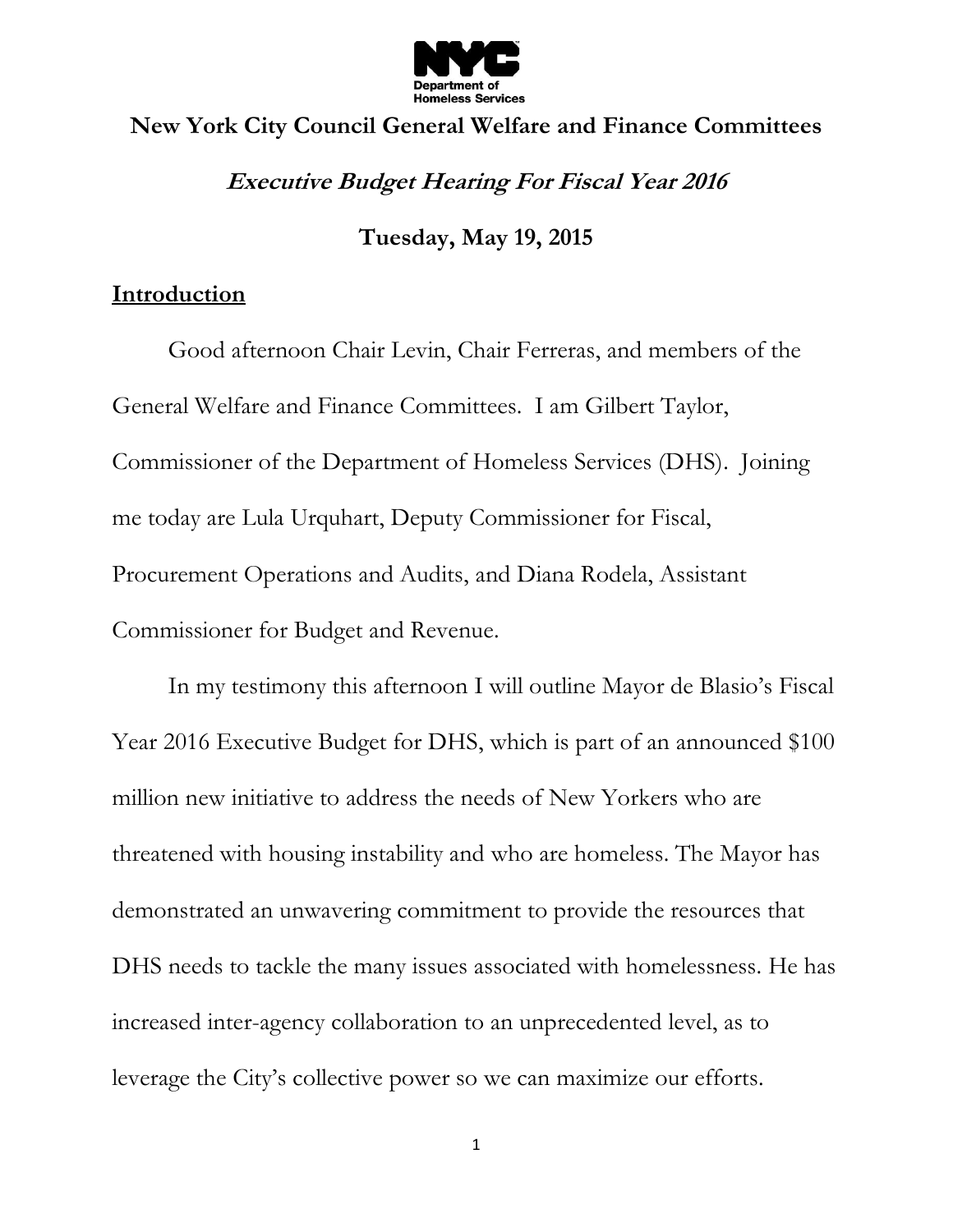**New York City Council General Welfare and Finance Committees**

***Executive Budget Hearing For Fiscal Year 2016***

**Tuesday, May 19, 2015**

## Introduction

Good afternoon Chair Levin, Chair Ferreras, and members of the General Welfare and Finance Committees. I am Gilbert Taylor, Commissioner of the Department of Homeless Services (DHS). Joining me today are Lula Urquhart, Deputy Commissioner for Fiscal, Procurement Operations and Audits, and Diana Rodela, Assistant Commissioner for Budget and Revenue.

In my testimony this afternoon I will outline Mayor de Blasio's Fiscal Year 2016 Executive Budget for DHS, which is part of an announced $100 million new initiative to address the needs of New Yorkers who are threatened with housing instability and who are homeless. The Mayor has demonstrated an unwavering commitment to provide the resources that DHS needs to tackle the many issues associated with homelessness. He has increased inter-agency collaboration to an unprecedented level, as to leverage the City's collective power so we can maximize our efforts.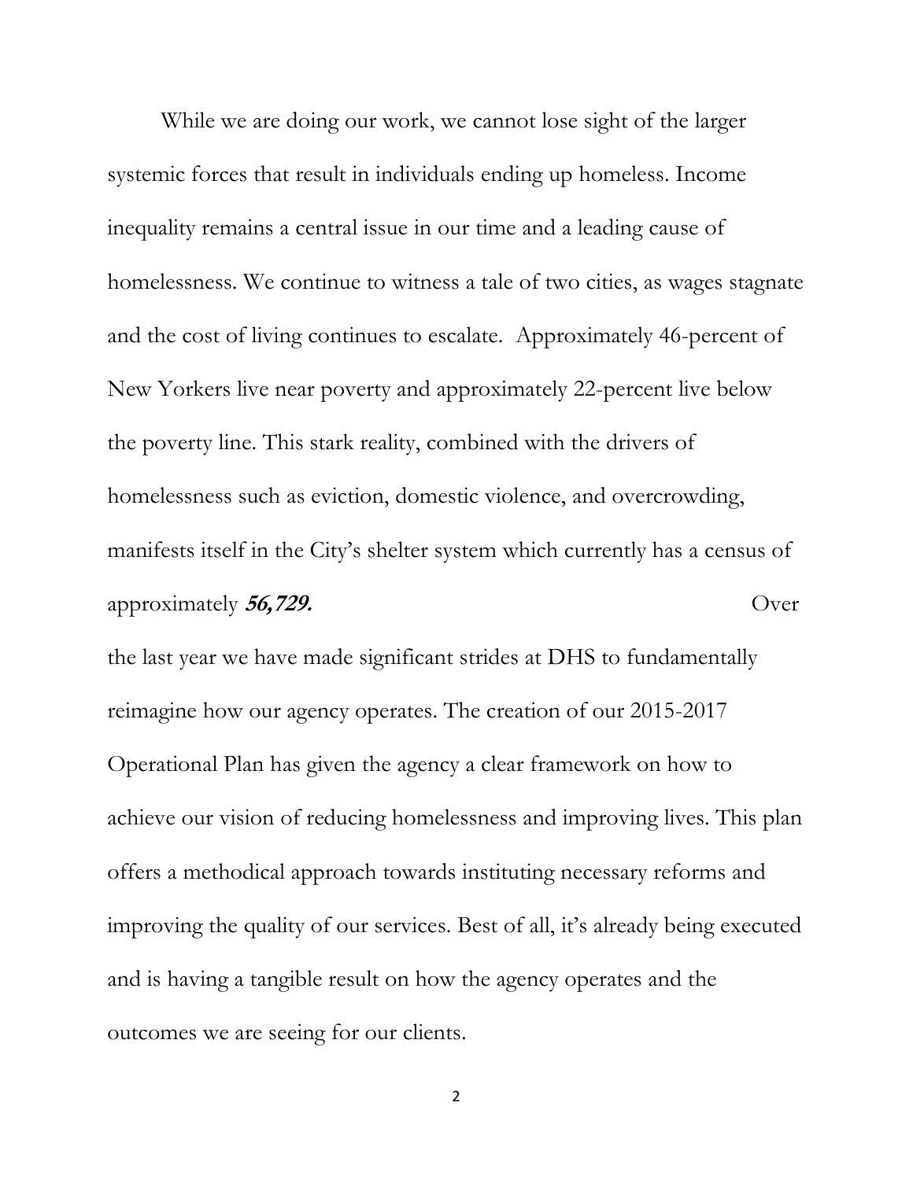While we are doing our work, we cannot lose sight of the larger systemic forces that result in individuals ending up homeless. Income inequality remains a central issue in our time and a leading cause of homelessness. We continue to witness a tale of two cities, as wages stagnate and the cost of living continues to escalate. Approximately 46-percent of New Yorkers live near poverty and approximately 22-percent live below the poverty line. This stark reality, combined with the drivers of homelessness such as eviction, domestic violence, and overcrowding, manifests itself in the City's shelter system which currently has a census of approximately ***56,729.***

Over the last year we have made significant strides at DHS to fundamentally reimagine how our agency operates. The creation of our 2015-2017 Operational Plan has given the agency a clear framework on how to achieve our vision of reducing homelessness and improving lives. This plan offers a methodical approach towards instituting necessary reforms and improving the quality of our services. Best of all, it's already being executed and is having a tangible result on how the agency operates and the outcomes we are seeing for our clients.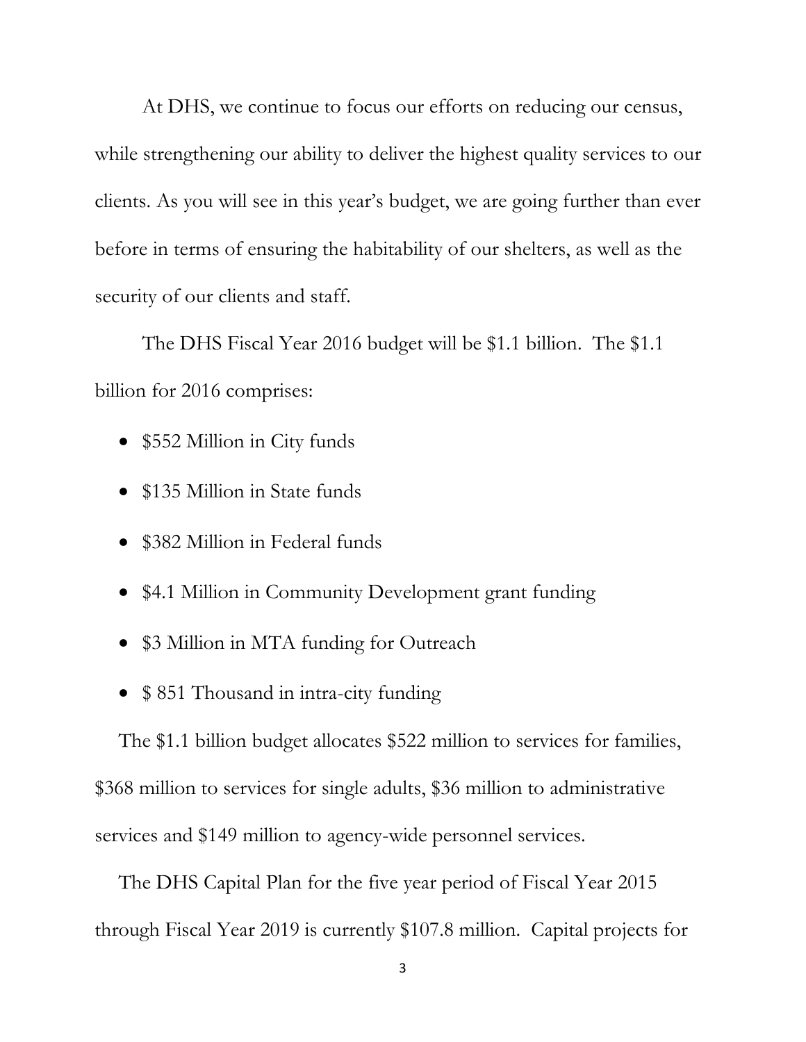At DHS, we continue to focus our efforts on reducing our census, while strengthening our ability to deliver the highest quality services to our clients. As you will see in this year's budget, we are going further than ever before in terms of ensuring the habitability of our shelters, as well as the security of our clients and staff.

The DHS Fiscal Year 2016 budget will be $1.1 billion. The $1.1 billion for 2016 comprises:

- $552 Million in City funds
- $135 Million in State funds
- $382 Million in Federal funds
- $4.1 Million in Community Development grant funding
- $3 Million in MTA funding for Outreach
- $ 851 Thousand in intra-city funding

The $1.1 billion budget allocates $522 million to services for families, $368 million to services for single adults, $36 million to administrative services and $149 million to agency-wide personnel services.

The DHS Capital Plan for the five year period of Fiscal Year 2015 through Fiscal Year 2019 is currently $107.8 million. Capital projects for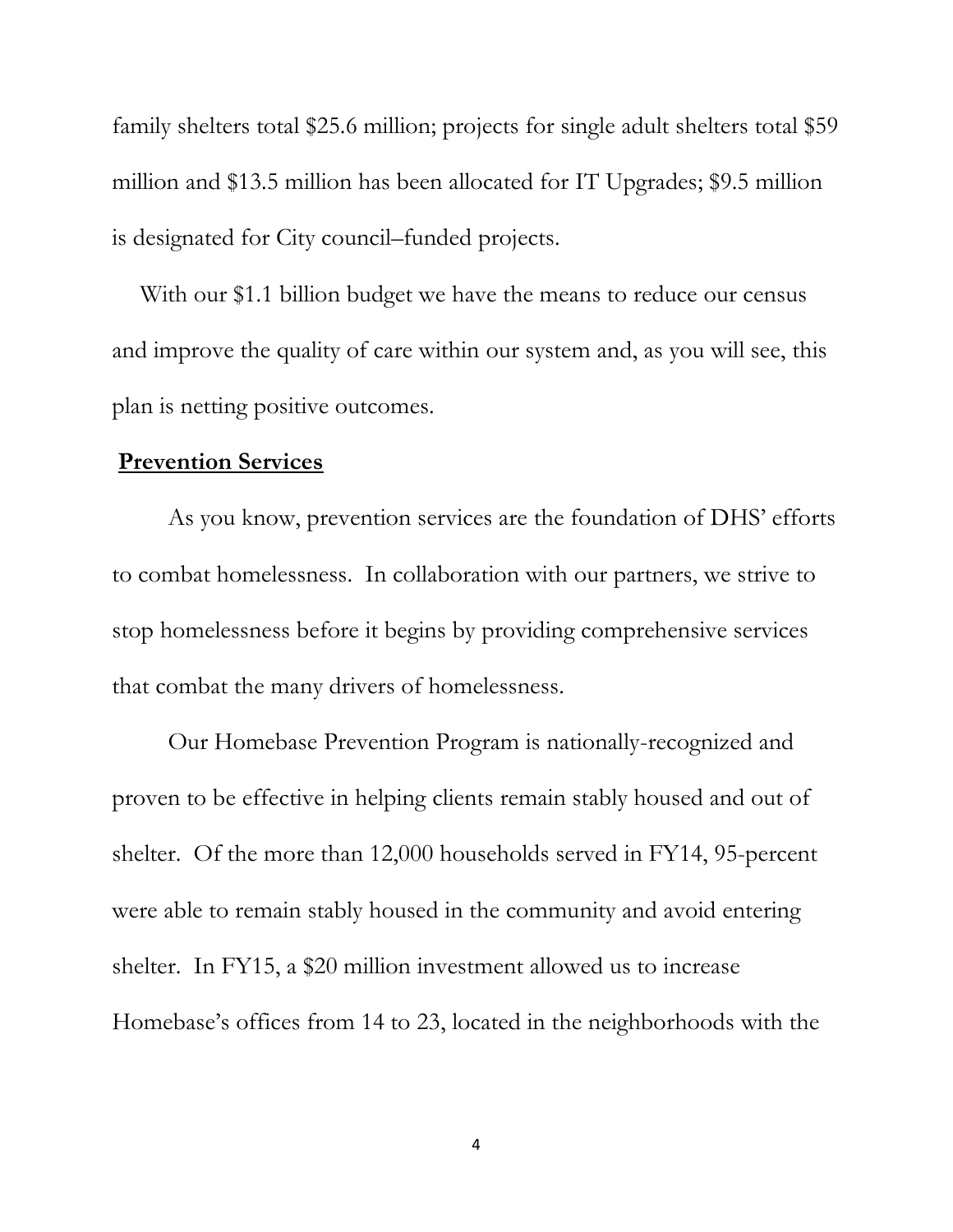family shelters total $25.6 million; projects for single adult shelters total $59 million and $13.5 million has been allocated for IT Upgrades; $9.5 million is designated for City council–funded projects.

With our $1.1 billion budget we have the means to reduce our census and improve the quality of care within our system and, as you will see, this plan is netting positive outcomes.

## **Prevention Services**

As you know, prevention services are the foundation of DHS' efforts to combat homelessness. In collaboration with our partners, we strive to stop homelessness before it begins by providing comprehensive services that combat the many drivers of homelessness.

Our Homebase Prevention Program is nationally-recognized and proven to be effective in helping clients remain stably housed and out of shelter. Of the more than 12,000 households served in FY14, 95-percent were able to remain stably housed in the community and avoid entering shelter. In FY15, a $20 million investment allowed us to increase Homebase's offices from 14 to 23, located in the neighborhoods with the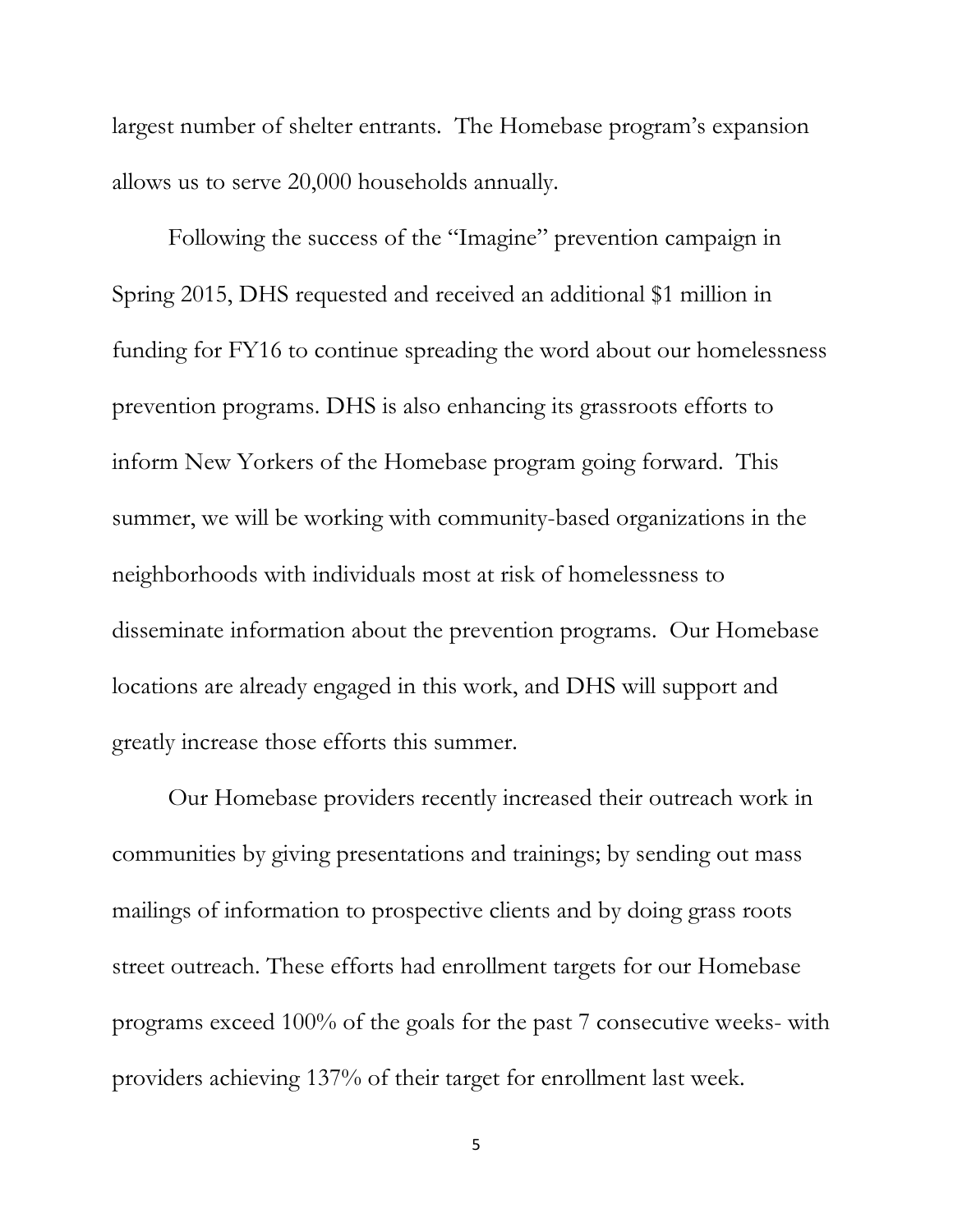largest number of shelter entrants. The Homebase program's expansion allows us to serve 20,000 households annually.

Following the success of the "Imagine" prevention campaign in Spring 2015, DHS requested and received an additional $1 million in funding for FY16 to continue spreading the word about our homelessness prevention programs. DHS is also enhancing its grassroots efforts to inform New Yorkers of the Homebase program going forward. This summer, we will be working with community-based organizations in the neighborhoods with individuals most at risk of homelessness to disseminate information about the prevention programs. Our Homebase locations are already engaged in this work, and DHS will support and greatly increase those efforts this summer.

Our Homebase providers recently increased their outreach work in communities by giving presentations and trainings; by sending out mass mailings of information to prospective clients and by doing grass roots street outreach. These efforts had enrollment targets for our Homebase programs exceed 100% of the goals for the past 7 consecutive weeks- with providers achieving 137% of their target for enrollment last week.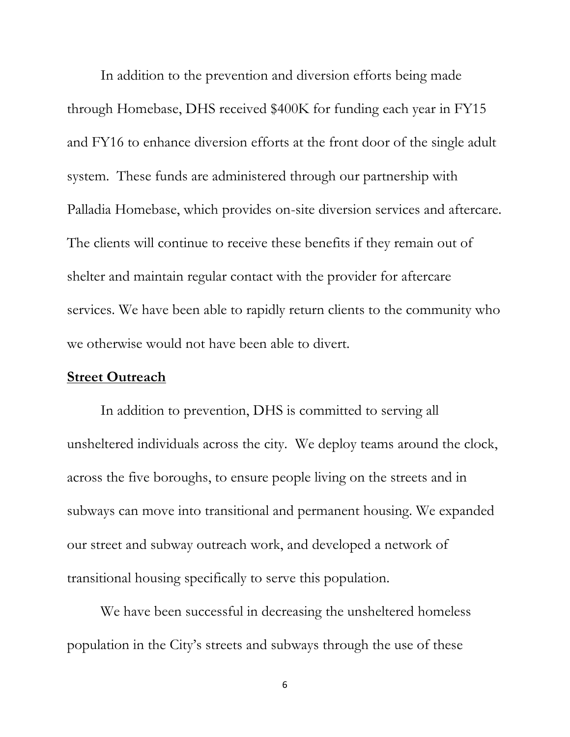In addition to the prevention and diversion efforts being made through Homebase, DHS received $400K for funding each year in FY15 and FY16 to enhance diversion efforts at the front door of the single adult system. These funds are administered through our partnership with Palladia Homebase, which provides on-site diversion services and aftercare. The clients will continue to receive these benefits if they remain out of shelter and maintain regular contact with the provider for aftercare services. We have been able to rapidly return clients to the community who we otherwise would not have been able to divert.

**Street Outreach**

In addition to prevention, DHS is committed to serving all unsheltered individuals across the city. We deploy teams around the clock, across the five boroughs, to ensure people living on the streets and in subways can move into transitional and permanent housing. We expanded our street and subway outreach work, and developed a network of transitional housing specifically to serve this population.

We have been successful in decreasing the unsheltered homeless population in the City's streets and subways through the use of these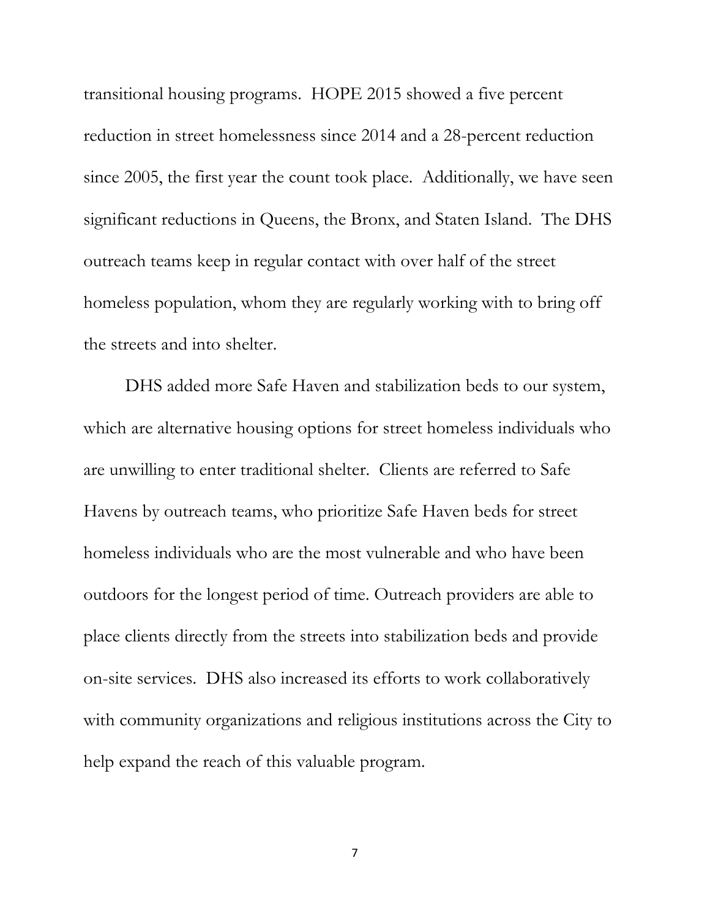transitional housing programs. HOPE 2015 showed a five percent reduction in street homelessness since 2014 and a 28-percent reduction since 2005, the first year the count took place. Additionally, we have seen significant reductions in Queens, the Bronx, and Staten Island. The DHS outreach teams keep in regular contact with over half of the street homeless population, whom they are regularly working with to bring off the streets and into shelter.

DHS added more Safe Haven and stabilization beds to our system, which are alternative housing options for street homeless individuals who are unwilling to enter traditional shelter. Clients are referred to Safe Havens by outreach teams, who prioritize Safe Haven beds for street homeless individuals who are the most vulnerable and who have been outdoors for the longest period of time. Outreach providers are able to place clients directly from the streets into stabilization beds and provide on-site services. DHS also increased its efforts to work collaboratively with community organizations and religious institutions across the City to help expand the reach of this valuable program.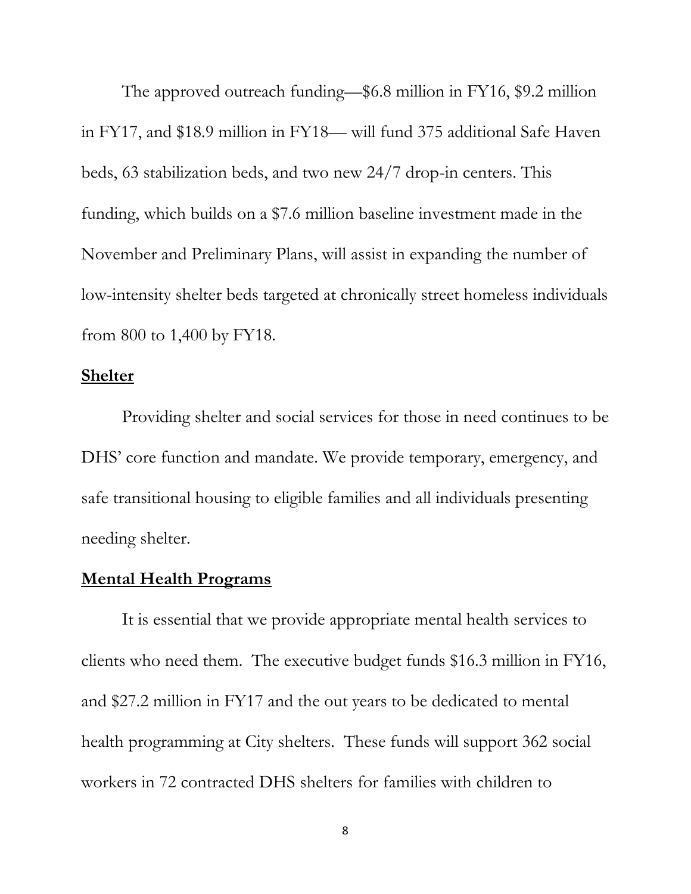The approved outreach funding—$6.8 million in FY16, $9.2 million in FY17, and $18.9 million in FY18— will fund 375 additional Safe Haven beds, 63 stabilization beds, and two new 24/7 drop-in centers. This funding, which builds on a $7.6 million baseline investment made in the November and Preliminary Plans, will assist in expanding the number of low-intensity shelter beds targeted at chronically street homeless individuals from 800 to 1,400 by FY18.

**Shelter**

Providing shelter and social services for those in need continues to be DHS' core function and mandate. We provide temporary, emergency, and safe transitional housing to eligible families and all individuals presenting needing shelter.

**Mental Health Programs**

It is essential that we provide appropriate mental health services to clients who need them. The executive budget funds $16.3 million in FY16, and $27.2 million in FY17 and the out years to be dedicated to mental health programming at City shelters. These funds will support 362 social workers in 72 contracted DHS shelters for families with children to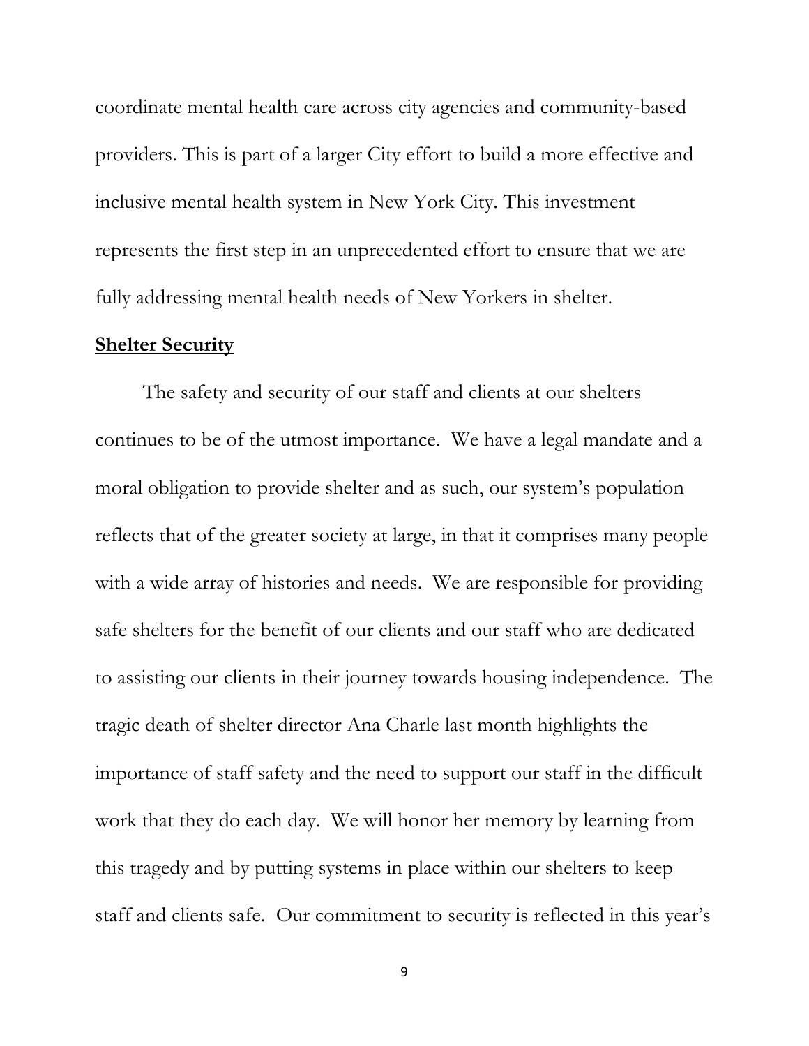coordinate mental health care across city agencies and community-based providers. This is part of a larger City effort to build a more effective and inclusive mental health system in New York City. This investment represents the first step in an unprecedented effort to ensure that we are fully addressing mental health needs of New Yorkers in shelter.

**Shelter Security**

The safety and security of our staff and clients at our shelters continues to be of the utmost importance. We have a legal mandate and a moral obligation to provide shelter and as such, our system's population reflects that of the greater society at large, in that it comprises many people with a wide array of histories and needs. We are responsible for providing safe shelters for the benefit of our clients and our staff who are dedicated to assisting our clients in their journey towards housing independence. The tragic death of shelter director Ana Charle last month highlights the importance of staff safety and the need to support our staff in the difficult work that they do each day. We will honor her memory by learning from this tragedy and by putting systems in place within our shelters to keep staff and clients safe. Our commitment to security is reflected in this year's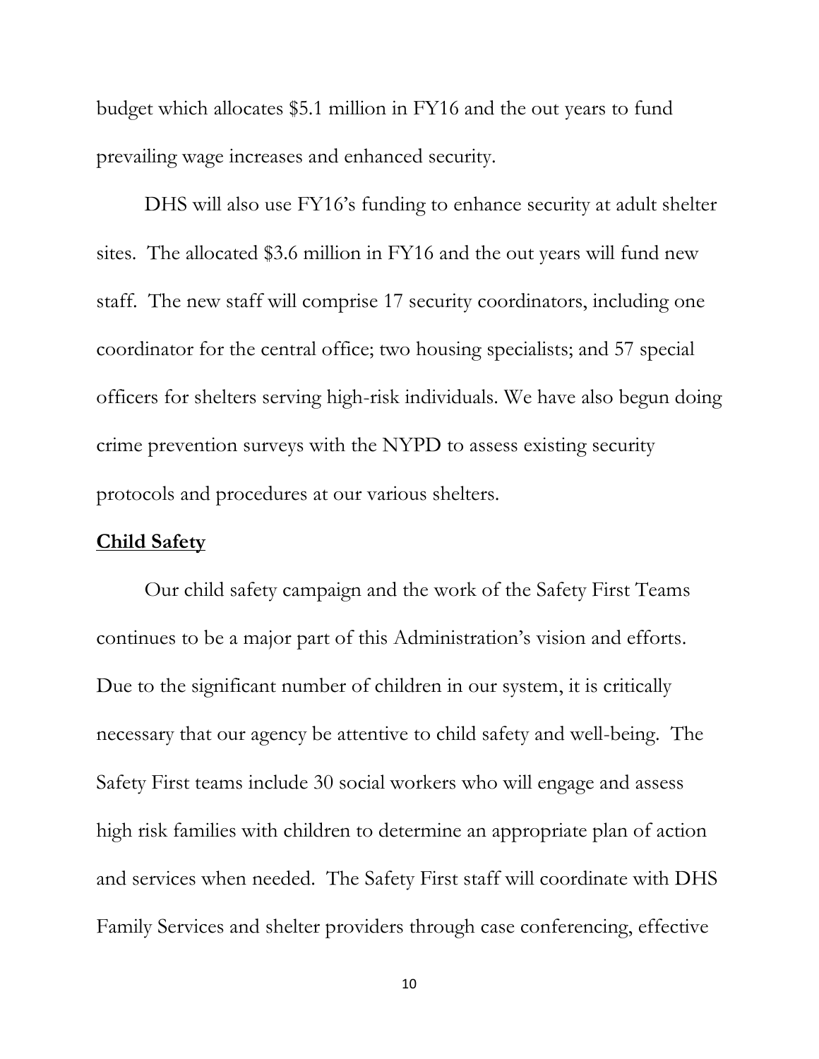budget which allocates $5.1 million in FY16 and the out years to fund prevailing wage increases and enhanced security.

DHS will also use FY16's funding to enhance security at adult shelter sites. The allocated $3.6 million in FY16 and the out years will fund new staff. The new staff will comprise 17 security coordinators, including one coordinator for the central office; two housing specialists; and 57 special officers for shelters serving high-risk individuals. We have also begun doing crime prevention surveys with the NYPD to assess existing security protocols and procedures at our various shelters.

**Child Safety**

Our child safety campaign and the work of the Safety First Teams continues to be a major part of this Administration's vision and efforts. Due to the significant number of children in our system, it is critically necessary that our agency be attentive to child safety and well-being. The Safety First teams include 30 social workers who will engage and assess high risk families with children to determine an appropriate plan of action and services when needed. The Safety First staff will coordinate with DHS Family Services and shelter providers through case conferencing, effective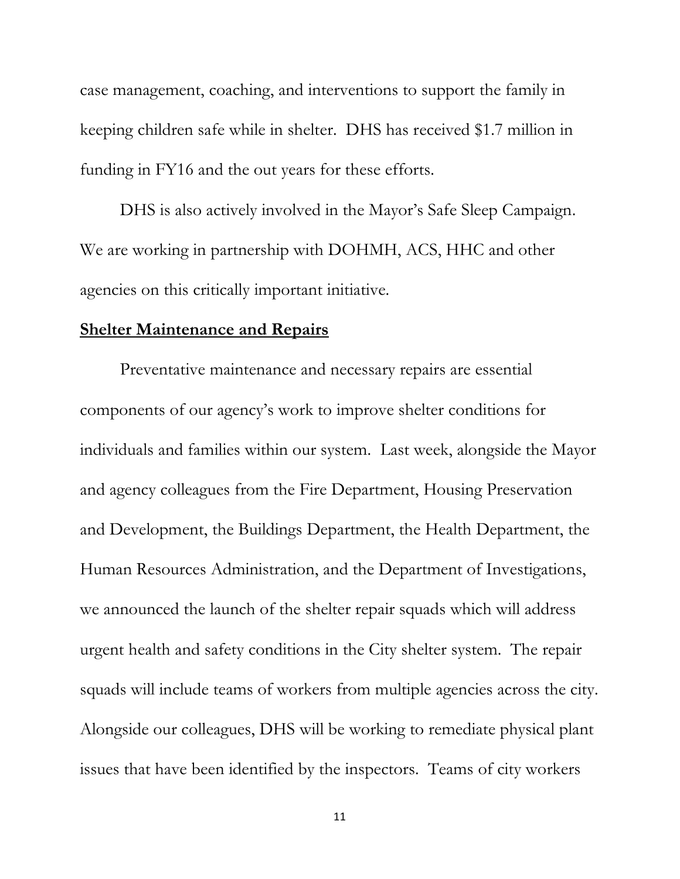case management, coaching, and interventions to support the family in keeping children safe while in shelter. DHS has received $1.7 million in funding in FY16 and the out years for these efforts.

DHS is also actively involved in the Mayor's Safe Sleep Campaign. We are working in partnership with DOHMH, ACS, HHC and other agencies on this critically important initiative.

**Shelter Maintenance and Repairs**

Preventative maintenance and necessary repairs are essential components of our agency's work to improve shelter conditions for individuals and families within our system. Last week, alongside the Mayor and agency colleagues from the Fire Department, Housing Preservation and Development, the Buildings Department, the Health Department, the Human Resources Administration, and the Department of Investigations, we announced the launch of the shelter repair squads which will address urgent health and safety conditions in the City shelter system. The repair squads will include teams of workers from multiple agencies across the city. Alongside our colleagues, DHS will be working to remediate physical plant issues that have been identified by the inspectors. Teams of city workers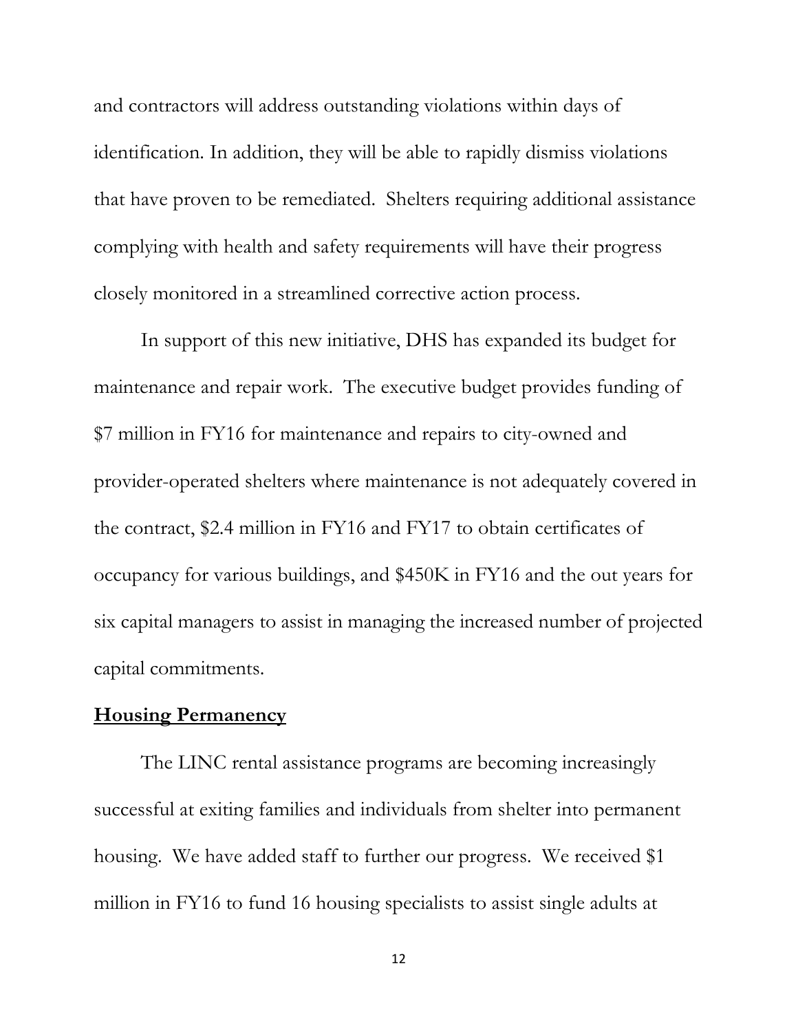and contractors will address outstanding violations within days of identification. In addition, they will be able to rapidly dismiss violations that have proven to be remediated. Shelters requiring additional assistance complying with health and safety requirements will have their progress closely monitored in a streamlined corrective action process.

In support of this new initiative, DHS has expanded its budget for maintenance and repair work. The executive budget provides funding of $7 million in FY16 for maintenance and repairs to city-owned and provider-operated shelters where maintenance is not adequately covered in the contract, $2.4 million in FY16 and FY17 to obtain certificates of occupancy for various buildings, and $450K in FY16 and the out years for six capital managers to assist in managing the increased number of projected capital commitments.

## **Housing Permanency**

The LINC rental assistance programs are becoming increasingly successful at exiting families and individuals from shelter into permanent housing. We have added staff to further our progress. We received $1 million in FY16 to fund 16 housing specialists to assist single adults at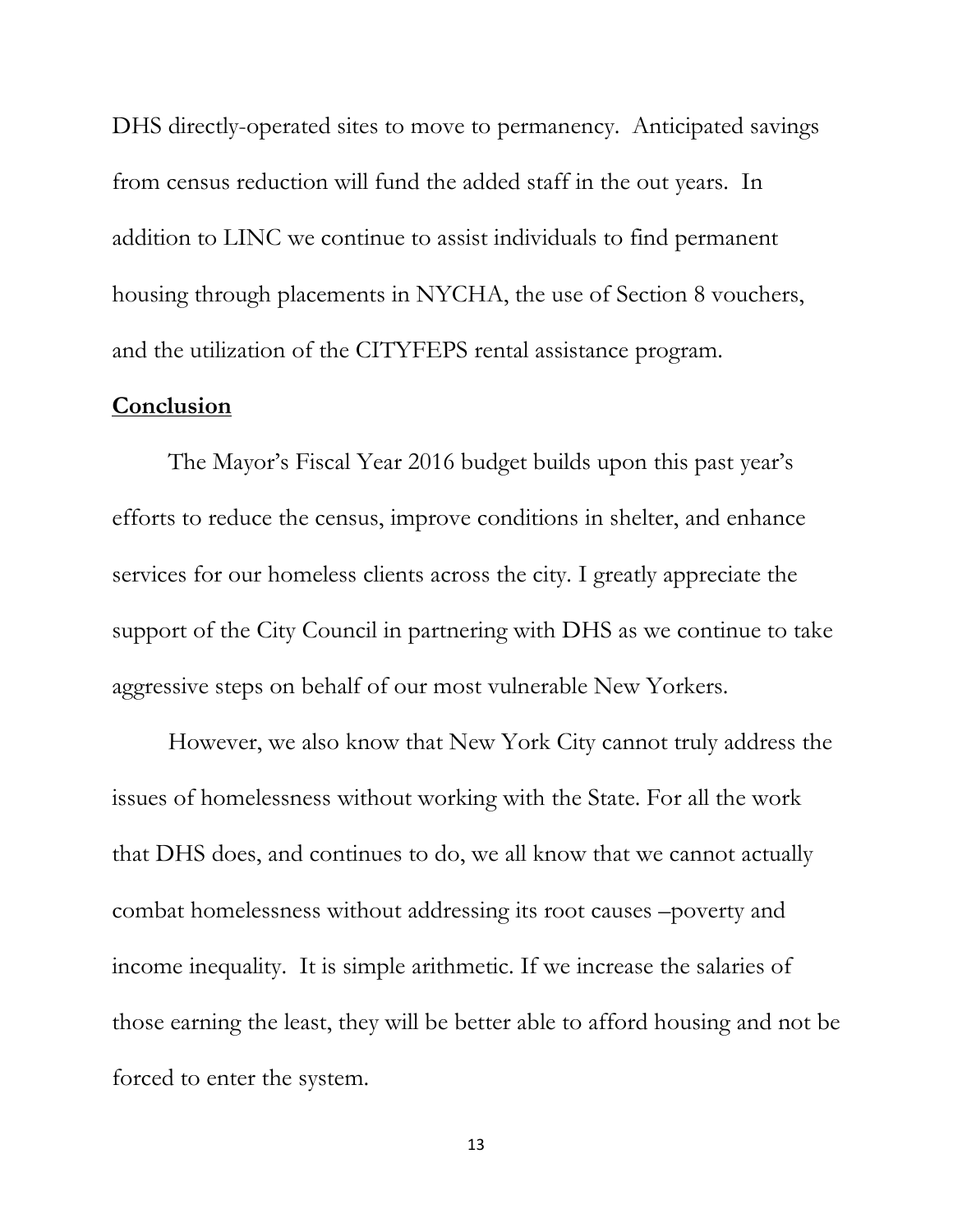DHS directly-operated sites to move to permanency. Anticipated savings from census reduction will fund the added staff in the out years. In addition to LINC we continue to assist individuals to find permanent housing through placements in NYCHA, the use of Section 8 vouchers, and the utilization of the CITYFEPS rental assistance program.

## Conclusion

The Mayor's Fiscal Year 2016 budget builds upon this past year's efforts to reduce the census, improve conditions in shelter, and enhance services for our homeless clients across the city. I greatly appreciate the support of the City Council in partnering with DHS as we continue to take aggressive steps on behalf of our most vulnerable New Yorkers.

However, we also know that New York City cannot truly address the issues of homelessness without working with the State. For all the work that DHS does, and continues to do, we all know that we cannot actually combat homelessness without addressing its root causes –poverty and income inequality. It is simple arithmetic. If we increase the salaries of those earning the least, they will be better able to afford housing and not be forced to enter the system.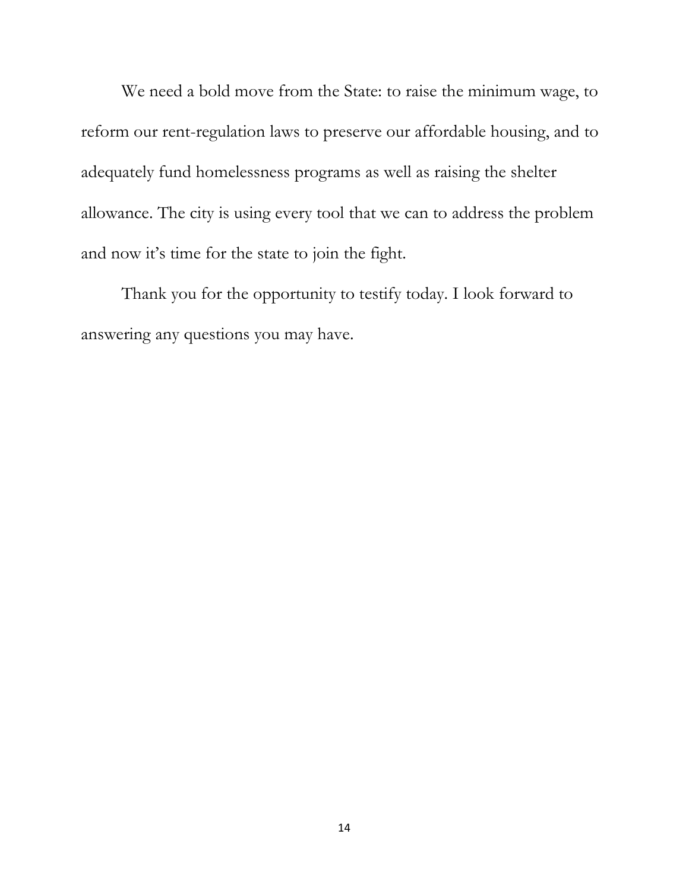We need a bold move from the State: to raise the minimum wage, to reform our rent-regulation laws to preserve our affordable housing, and to adequately fund homelessness programs as well as raising the shelter allowance. The city is using every tool that we can to address the problem and now it's time for the state to join the fight.

Thank you for the opportunity to testify today. I look forward to answering any questions you may have.